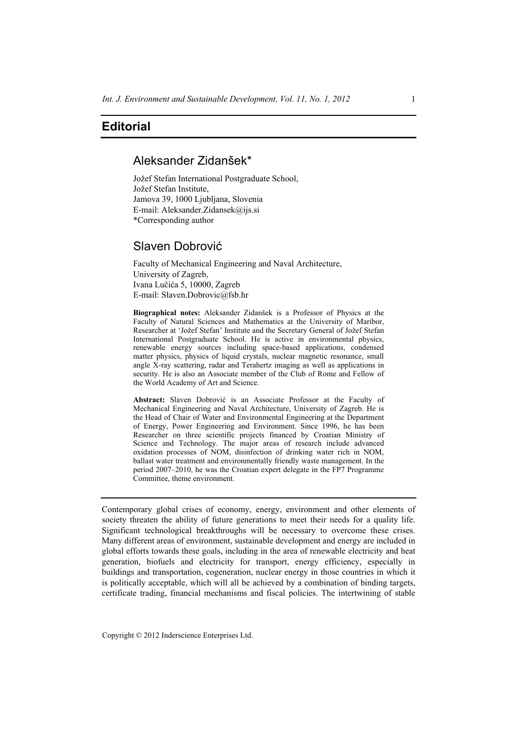# Editorial

## Aleksander Zidanšek*

Jožef Stefan International Postgraduate School,
Jožef Stefan Institute,
Jamova 39, 1000 Ljubljana, Slovenia
E-mail: Aleksander.Zidansek@ijs.si
*Corresponding author

## Slaven Dobrović

Faculty of Mechanical Engineering and Naval Architecture,
University of Zagreb,
Ivana Lučića 5, 10000, Zagreb
E-mail: Slaven.Dobrovic@fsb.hr

**Biographical notes:** Aleksander Zidanšek is a Professor of Physics at the Faculty of Natural Sciences and Mathematics at the University of Maribor, Researcher at 'Jožef Stefan' Institute and the Secretary General of Jožef Stefan International Postgraduate School. He is active in environmental physics, renewable energy sources including space-based applications, condensed matter physics, physics of liquid crystals, nuclear magnetic resonance, small angle X-ray scattering, radar and Terahertz imaging as well as applications in security. He is also an Associate member of the Club of Rome and Fellow of the World Academy of Art and Science.

**Abstract:** Slaven Dobrović is an Associate Professor at the Faculty of Mechanical Engineering and Naval Architecture, University of Zagreb. He is the Head of Chair of Water and Environmental Engineering at the Department of Energy, Power Engineering and Environment. Since 1996, he has been Researcher on three scientific projects financed by Croatian Ministry of Science and Technology. The major areas of research include advanced oxidation processes of NOM, disinfection of drinking water rich in NOM, ballast water treatment and environmentally friendly waste management. In the period 2007–2010, he was the Croatian expert delegate in the FP7 Programme Committee, theme environment.

---

Contemporary global crises of economy, energy, environment and other elements of society threaten the ability of future generations to meet their needs for a quality life. Significant technological breakthroughs will be necessary to overcome these crises. Many different areas of environment, sustainable development and energy are included in global efforts towards these goals, including in the area of renewable electricity and heat generation, biofuels and electricity for transport, energy efficiency, especially in buildings and transportation, cogeneration, nuclear energy in those countries in which it is politically acceptable, which will all be achieved by a combination of binding targets, certificate trading, financial mechanisms and fiscal policies. The intertwining of stable

Copyright © 2012 Inderscience Enterprises Ltd.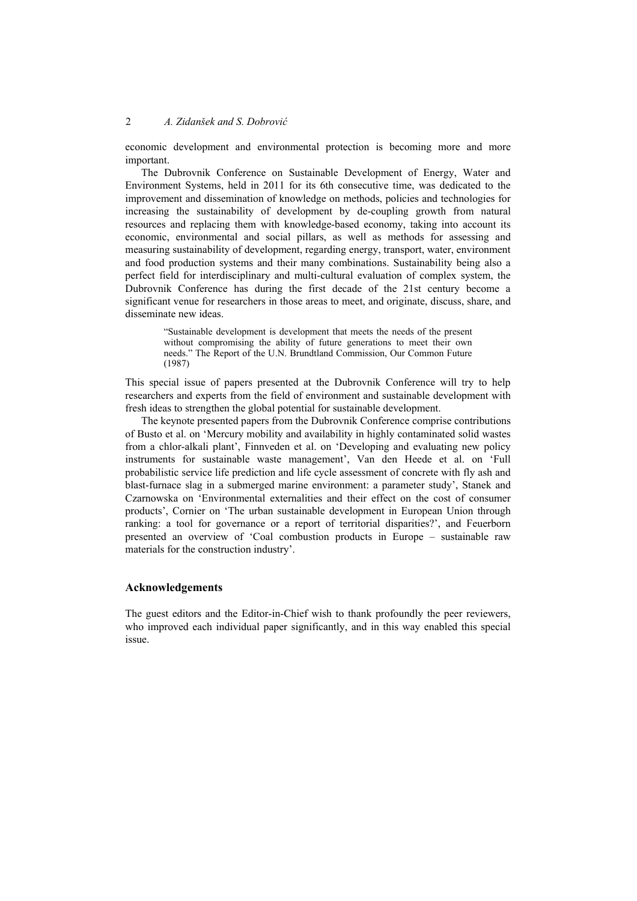economic development and environmental protection is becoming more and more important.

The Dubrovnik Conference on Sustainable Development of Energy, Water and Environment Systems, held in 2011 for its 6th consecutive time, was dedicated to the improvement and dissemination of knowledge on methods, policies and technologies for increasing the sustainability of development by de-coupling growth from natural resources and replacing them with knowledge-based economy, taking into account its economic, environmental and social pillars, as well as methods for assessing and measuring sustainability of development, regarding energy, transport, water, environment and food production systems and their many combinations. Sustainability being also a perfect field for interdisciplinary and multi-cultural evaluation of complex system, the Dubrovnik Conference has during the first decade of the 21st century become a significant venue for researchers in those areas to meet, and originate, discuss, share, and disseminate new ideas.

> "Sustainable development is development that meets the needs of the present without compromising the ability of future generations to meet their own needs." The Report of the U.N. Brundtland Commission, Our Common Future (1987)

This special issue of papers presented at the Dubrovnik Conference will try to help researchers and experts from the field of environment and sustainable development with fresh ideas to strengthen the global potential for sustainable development.

The keynote presented papers from the Dubrovnik Conference comprise contributions of Busto et al. on 'Mercury mobility and availability in highly contaminated solid wastes from a chlor-alkali plant', Finnveden et al. on 'Developing and evaluating new policy instruments for sustainable waste management', Van den Heede et al. on 'Full probabilistic service life prediction and life cycle assessment of concrete with fly ash and blast-furnace slag in a submerged marine environment: a parameter study', Stanek and Czarnowska on 'Environmental externalities and their effect on the cost of consumer products', Cornier on 'The urban sustainable development in European Union through ranking: a tool for governance or a report of territorial disparities?', and Feuerborn presented an overview of 'Coal combustion products in Europe – sustainable raw materials for the construction industry'.

## Acknowledgements

The guest editors and the Editor-in-Chief wish to thank profoundly the peer reviewers, who improved each individual paper significantly, and in this way enabled this special issue.